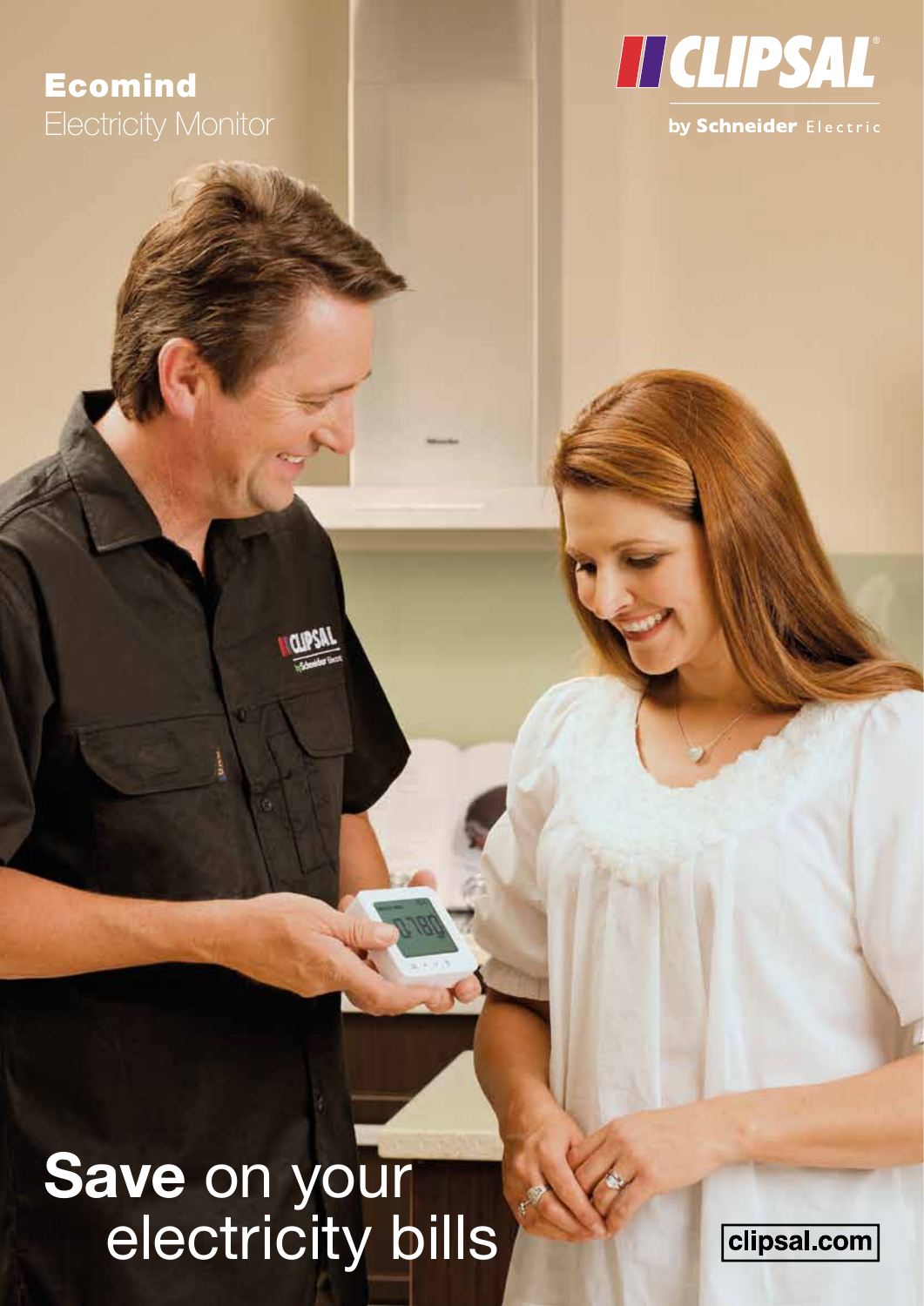# Ecomind
Electricity Monitor

CLIPSAL®

by Schneider Electric

# **Save** on your electricity bills

clipsal.com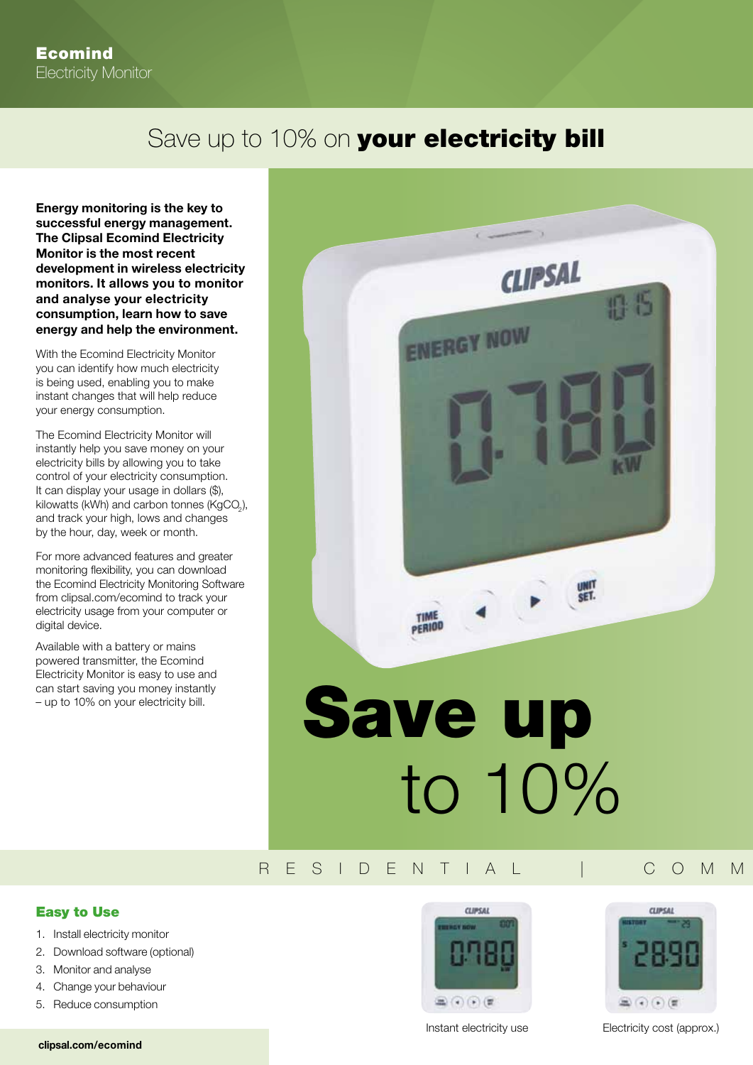**Ecomind**
Electricity Monitor

# Save up to 10% on **your electricity bill**

**Energy monitoring is the key to successful energy management. The Clipsal Ecomind Electricity Monitor is the most recent development in wireless electricity monitors. It allows you to monitor and analyse your electricity consumption, learn how to save energy and help the environment.**

With the Ecomind Electricity Monitor you can identify how much electricity is being used, enabling you to make instant changes that will help reduce your energy consumption.

The Ecomind Electricity Monitor will instantly help you save money on your electricity bills by allowing you to take control of your electricity consumption. It can display your usage in dollars ($), kilowatts (kWh) and carbon tonnes ($KgCO_2$), and track your high, lows and changes by the hour, day, week or month.

For more advanced features and greater monitoring flexibility, you can download the Ecomind Electricity Monitoring Software from clipsal.com/ecomind to track your electricity usage from your computer or digital device.

Available with a battery or mains powered transmitter, the Ecomind Electricity Monitor is easy to use and can start saving you money instantly – up to 10% on your electricity bill.

**Save up** to 10%

RESIDENTIAL | COMM

## Easy to Use

1. Install electricity monitor
2. Download software (optional)
3. Monitor and analyse
4. Change your behaviour
5. Reduce consumption

Instant electricity use

Electricity cost (approx.)

clipsal.com/ecomind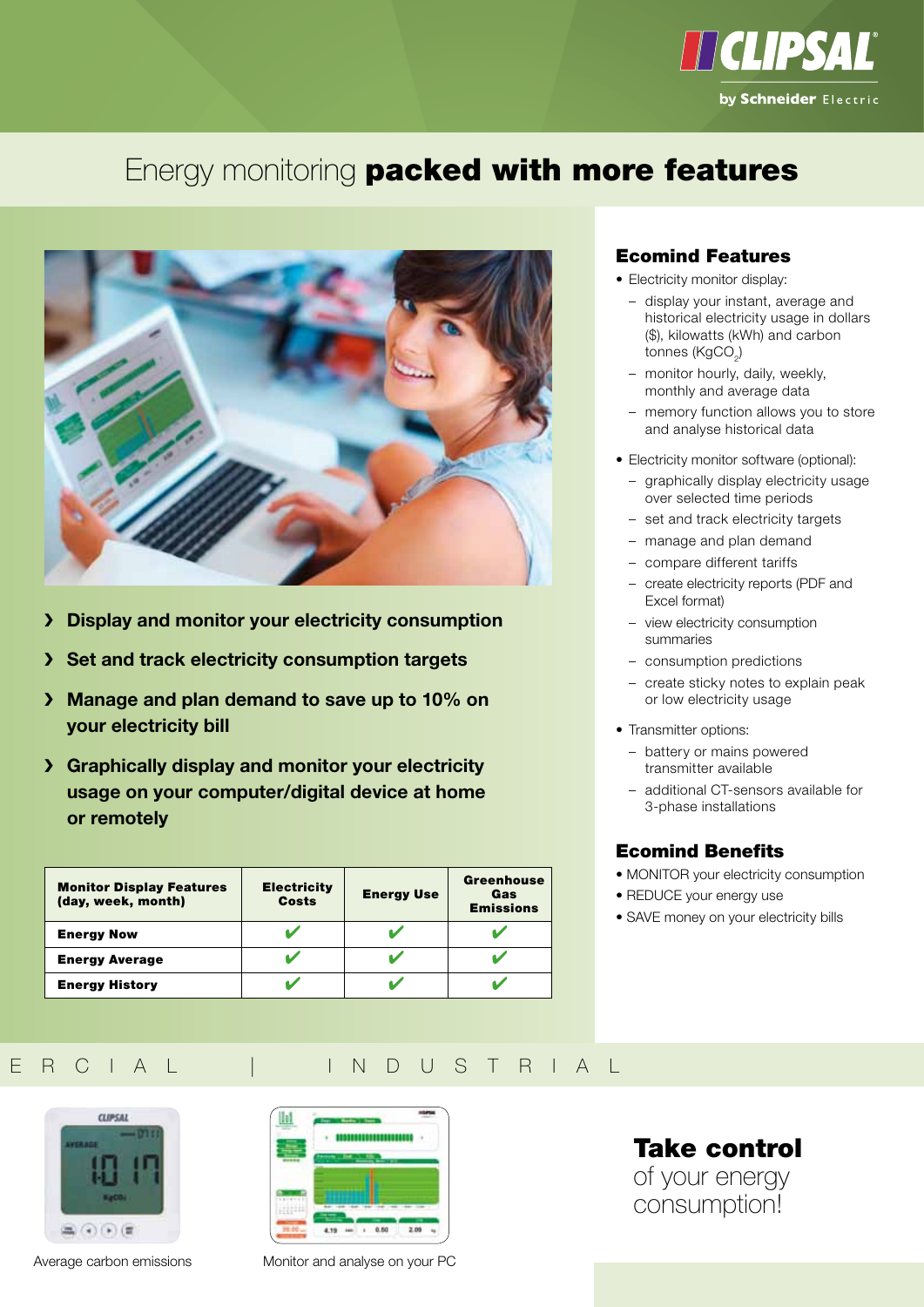# Energy monitoring **packed with more features**

- Display and monitor your electricity consumption
- Set and track electricity consumption targets
- Manage and plan demand to save up to 10% on your electricity bill
- Graphically display and monitor your electricity usage on your computer/digital device at home or remotely

| Monitor Display Features (day, week, month) | Electricity Costs | Energy Use | Greenhouse Gas Emissions |
|---|---|---|---|
| Energy Now | ✔ | ✔ | ✔ |
| Energy Average | ✔ | ✔ | ✔ |
| Energy History | ✔ | ✔ | ✔ |

## Ecomind Features

- Electricity monitor display:
  - display your instant, average and historical electricity usage in dollars ($), kilowatts (kWh) and carbon tonnes ($KgCO_2$)
  - monitor hourly, daily, weekly, monthly and average data
  - memory function allows you to store and analyse historical data
- Electricity monitor software (optional):
  - graphically display electricity usage over selected time periods
  - set and track electricity targets
  - manage and plan demand
  - compare different tariffs
  - create electricity reports (PDF and Excel format)
  - view electricity consumption summaries
  - consumption predictions
  - create sticky notes to explain peak or low electricity usage
- Transmitter options:
  - battery or mains powered transmitter available
  - additional CT-sensors available for 3-phase installations

## Ecomind Benefits

- MONITOR your electricity consumption
- REDUCE your energy use
- SAVE money on your electricity bills

E R C I A L | I N D U S T R I A L

Average carbon emissions

Monitor and analyse on your PC

**Take control** of your energy consumption!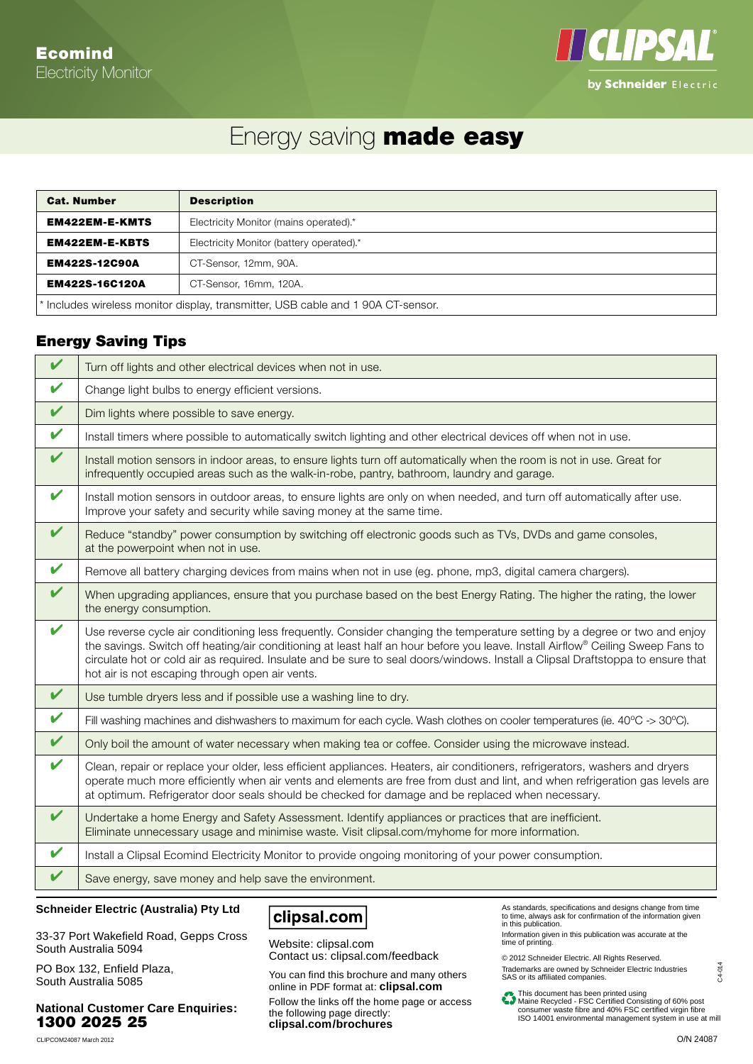**Ecomind**
Electricity Monitor

CLIPSAL by Schneider Electric

# Energy saving **made easy**

| Cat. Number | Description |
|---|---|
| **EM422EM-E-KMTS** | Electricity Monitor (mains operated).* |
| **EM422EM-E-KBTS** | Electricity Monitor (battery operated).* |
| **EM422S-12C90A** | CT-Sensor, 12mm, 90A. |
| **EM422S-16C120A** | CT-Sensor, 16mm, 120A. |

* Includes wireless monitor display, transmitter, USB cable and 1 90A CT-sensor.

## Energy Saving Tips

| | |
|---|---|
| ✔ | Turn off lights and other electrical devices when not in use. |
| ✔ | Change light bulbs to energy efficient versions. |
| ✔ | Dim lights where possible to save energy. |
| ✔ | Install timers where possible to automatically switch lighting and other electrical devices off when not in use. |
| ✔ | Install motion sensors in indoor areas, to ensure lights turn off automatically when the room is not in use. Great for infrequently occupied areas such as the walk-in-robe, pantry, bathroom, laundry and garage. |
| ✔ | Install motion sensors in outdoor areas, to ensure lights are only on when needed, and turn off automatically after use. Improve your safety and security while saving money at the same time. |
| ✔ | Reduce "standby" power consumption by switching off electronic goods such as TVs, DVDs and game consoles, at the powerpoint when not in use. |
| ✔ | Remove all battery charging devices from mains when not in use (eg. phone, mp3, digital camera chargers). |
| ✔ | When upgrading appliances, ensure that you purchase based on the best Energy Rating. The higher the rating, the lower the energy consumption. |
| ✔ | Use reverse cycle air conditioning less frequently. Consider changing the temperature setting by a degree or two and enjoy the savings. Switch off heating/air conditioning at least half an hour before you leave. Install Airflow® Ceiling Sweep Fans to circulate hot or cold air as required. Insulate and be sure to seal doors/windows. Install a Clipsal Draftstoppa to ensure that hot air is not escaping through open air vents. |
| ✔ | Use tumble dryers less and if possible use a washing line to dry. |
| ✔ | Fill washing machines and dishwashers to maximum for each cycle. Wash clothes on cooler temperatures (ie. 40ºC -> 30ºC). |
| ✔ | Only boil the amount of water necessary when making tea or coffee. Consider using the microwave instead. |
| ✔ | Clean, repair or replace your older, less efficient appliances. Heaters, air conditioners, refrigerators, washers and dryers operate much more efficiently when air vents and elements are free from dust and lint, and when refrigeration gas levels are at optimum. Refrigerator door seals should be checked for damage and be replaced when necessary. |
| ✔ | Undertake a home Energy and Safety Assessment. Identify appliances or practices that are inefficient. Eliminate unnecessary usage and minimise waste. Visit clipsal.com/myhome for more information. |
| ✔ | Install a Clipsal Ecomind Electricity Monitor to provide ongoing monitoring of your power consumption. |
| ✔ | Save energy, save money and help save the environment. |

**Schneider Electric (Australia) Pty Ltd**

33-37 Port Wakefield Road, Gepps Cross
South Australia 5094

PO Box 132, Enfield Plaza,
South Australia 5085

**National Customer Care Enquiries:**
**1300 2025 25**

**clipsal.com**

Website: clipsal.com
Contact us: clipsal.com/feedback

You can find this brochure and many others online in PDF format at: **clipsal.com**

Follow the links off the home page or access the following page directly:
**clipsal.com/brochures**

As standards, specifications and designs change from time to time, always ask for confirmation of the information given in this publication.

Information given in this publication was accurate at the time of printing.

© 2012 Schneider Electric. All Rights Reserved.

Trademarks are owned by Schneider Electric Industries SAS or its affiliated companies.

This document has been printed using Maine Recycled - FSC Certified Consisting of 60% post consumer waste fibre and 40% FSC certified virgin fibre ISO 14001 environmental management system in use at mill

C4-014

CLIPCOM24087 March 2012

O/N 24087